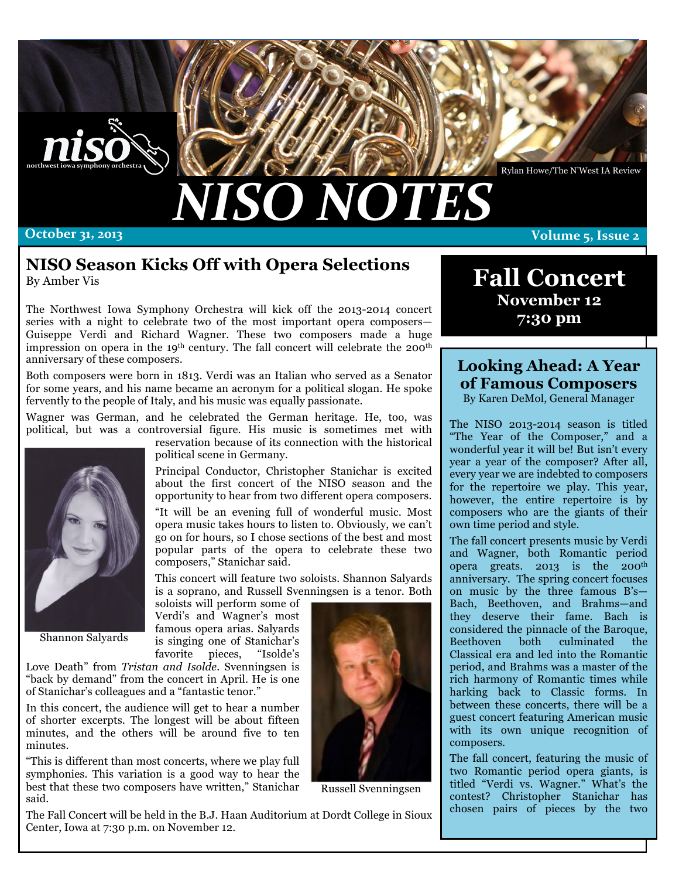Rylan Howe/The N'West IA Review

# NISO NOTES

**October 31, 2013** — **Volume 5, Issue 2**

## NISO Season Kicks Off with Opera Selections

By Amber Vis

The Northwest Iowa Symphony Orchestra will kick off the 2013-2014 concert series with a night to celebrate two of the most important opera composers—Guiseppe Verdi and Richard Wagner. These two composers made a huge impression on opera in the 19th century. The fall concert will celebrate the 200th anniversary of these composers.

Both composers were born in 1813. Verdi was an Italian who served as a Senator for some years, and his name became an acronym for a political slogan. He spoke fervently to the people of Italy, and his music was equally passionate.

Wagner was German, and he celebrated the German heritage. He, too, was political, but was a controversial figure. His music is sometimes met with reservation because of its connection with the historical political scene in Germany.

Principal Conductor, Christopher Stanichar is excited about the first concert of the NISO season and the opportunity to hear from two different opera composers.

"It will be an evening full of wonderful music. Most opera music takes hours to listen to. Obviously, we can't go on for hours, so I chose sections of the best and most popular parts of the opera to celebrate these two composers," Stanichar said.

This concert will feature two soloists. Shannon Salyards is a soprano, and Russell Svenningsen is a tenor. Both soloists will perform some of Verdi's and Wagner's most famous opera arias. Salyards is singing one of Stanichar's favorite pieces, "Isolde's Love Death" from *Tristan and Isolde*. Svenningsen is "back by demand" from the concert in April. He is one of Stanichar's colleagues and a "fantastic tenor."

Shannon Salyards

In this concert, the audience will get to hear a number of shorter excerpts. The longest will be about fifteen minutes, and the others will be around five to ten minutes.

"This is different than most concerts, where we play full symphonies. This variation is a good way to hear the best that these two composers have written," Stanichar said.

Russell Svenningsen

The Fall Concert will be held in the B.J. Haan Auditorium at Dordt College in Sioux Center, Iowa at 7:30 p.m. on November 12.

## Fall Concert

**November 12**
**7:30 pm**

## Looking Ahead: A Year of Famous Composers

By Karen DeMol, General Manager

The NISO 2013-2014 season is titled "The Year of the Composer," and a wonderful year it will be! But isn't every year a year of the composer? After all, every year we are indebted to composers for the repertoire we play. This year, however, the entire repertoire is by composers who are the giants of their own time period and style.

The fall concert presents music by Verdi and Wagner, both Romantic period opera greats. 2013 is the 200th anniversary. The spring concert focuses on music by the three famous B's—Bach, Beethoven, and Brahms—and they deserve their fame. Bach is considered the pinnacle of the Baroque, Beethoven both culminated the Classical era and led into the Romantic period, and Brahms was a master of the rich harmony of Romantic times while harking back to Classic forms. In between these concerts, there will be a guest concert featuring American music with its own unique recognition of composers.

The fall concert, featuring the music of two Romantic period opera giants, is titled "Verdi vs. Wagner." What's the contest? Christopher Stanichar has chosen pairs of pieces by the two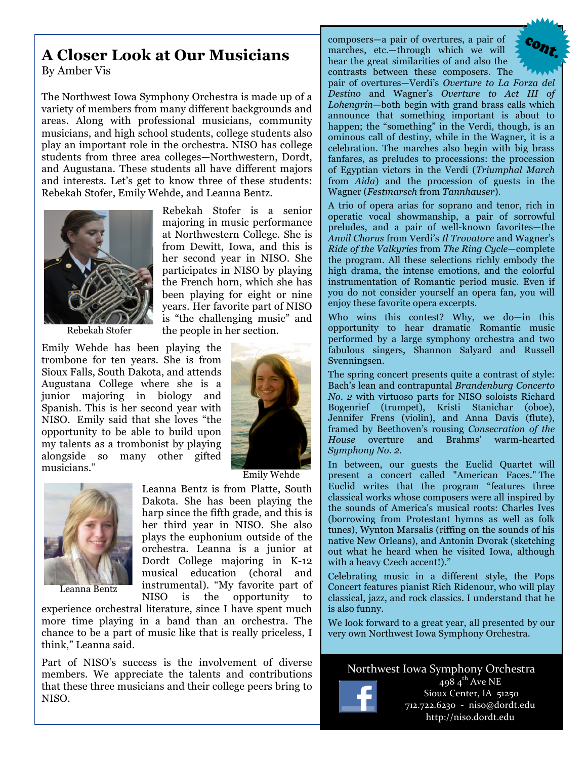## A Closer Look at Our Musicians

By Amber Vis

The Northwest Iowa Symphony Orchestra is made up of a variety of members from many different backgrounds and areas. Along with professional musicians, community musicians, and high school students, college students also play an important role in the orchestra. NISO has college students from three area colleges—Northwestern, Dordt, and Augustana. These students all have different majors and interests. Let's get to know three of these students: Rebekah Stofer, Emily Wehde, and Leanna Bentz.

Rebekah Stofer

Rebekah Stofer is a senior majoring in music performance at Northwestern College. She is from Dewitt, Iowa, and this is her second year in NISO. She participates in NISO by playing the French horn, which she has been playing for eight or nine years. Her favorite part of NISO is "the challenging music" and the people in her section.

Emily Wehde has been playing the trombone for ten years. She is from Sioux Falls, South Dakota, and attends Augustana College where she is a junior majoring in biology and Spanish. This is her second year with NISO. Emily said that she loves "the opportunity to be able to build upon my talents as a trombonist by playing alongside so many other gifted musicians."

Emily Wehde

Leanna Bentz

Leanna Bentz is from Platte, South Dakota. She has been playing the harp since the fifth grade, and this is her third year in NISO. She also plays the euphonium outside of the orchestra. Leanna is a junior at Dordt College majoring in K-12 musical education (choral and instrumental). "My favorite part of NISO is the opportunity to experience orchestral literature, since I have spent much more time playing in a band than an orchestra. The chance to be a part of music like that is really priceless, I think," Leanna said.

Part of NISO's success is the involvement of diverse members. We appreciate the talents and contributions that these three musicians and their college peers bring to NISO.

*cont.*

composers—a pair of overtures, a pair of marches, etc.—through which we will hear the great similarities of and also the contrasts between these composers. The pair of overtures—Verdi's *Overture to La Forza del Destino* and Wagner's *Overture to Act III of Lohengrin*—both begin with grand brass calls which announce that something important is about to happen; the "something" in the Verdi, though, is an ominous call of destiny, while in the Wagner, it is a celebration. The marches also begin with big brass fanfares, as preludes to processions: the procession of Egyptian victors in the Verdi (*Triumphal March* from *Aida*) and the procession of guests in the Wagner (*Festmarsch* from *Tannhauser*).

A trio of opera arias for soprano and tenor, rich in operatic vocal showmanship, a pair of sorrowful preludes, and a pair of well-known favorites—the *Anvil Chorus* from Verdi's *Il Trovatore* and Wagner's *Ride of the Valkyries* from *The Ring Cycle*—complete the program. All these selections richly embody the high drama, the intense emotions, and the colorful instrumentation of Romantic period music. Even if you do not consider yourself an opera fan, you will enjoy these favorite opera excerpts.

Who wins this contest? Why, we do—in this opportunity to hear dramatic Romantic music performed by a large symphony orchestra and two fabulous singers, Shannon Salyard and Russell Svenningsen.

The spring concert presents quite a contrast of style: Bach's lean and contrapuntal *Brandenburg Concerto No. 2* with virtuoso parts for NISO soloists Richard Bogenrief (trumpet), Kristi Stanichar (oboe), Jennifer Frens (violin), and Anna Davis (flute), framed by Beethoven's rousing *Consecration of the House* overture and Brahms' warm-hearted *Symphony No. 2*.

In between, our guests the Euclid Quartet will present a concert called "American Faces." The Euclid writes that the program "features three classical works whose composers were all inspired by the sounds of America's musical roots: Charles Ives (borrowing from Protestant hymns as well as folk tunes), Wynton Marsalis (riffing on the sounds of his native New Orleans), and Antonin Dvorak (sketching out what he heard when he visited Iowa, although with a heavy Czech accent!)."

Celebrating music in a different style, the Pops Concert features pianist Rich Ridenour, who will play classical, jazz, and rock classics. I understand that he is also funny.

We look forward to a great year, all presented by our very own Northwest Iowa Symphony Orchestra.

Northwest Iowa Symphony Orchestra
498 4th Ave NE
Sioux Center, IA 51250
712.722.6230 - niso@dordt.edu
http://niso.dordt.edu